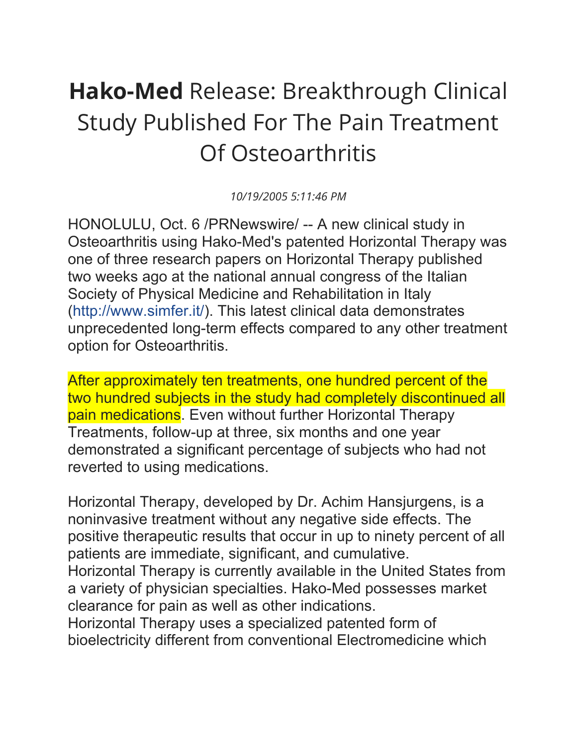# **Hako-Med** Release: Breakthrough Clinical Study Published For The Pain Treatment Of Osteoarthritis

*10/19/2005 5:11:46 PM*

HONOLULU, Oct. 6 /PRNewswire/ -- A new clinical study in Osteoarthritis using Hako-Med's patented Horizontal Therapy was one of three research papers on Horizontal Therapy published two weeks ago at the national annual congress of the Italian Society of Physical Medicine and Rehabilitation in Italy (http://www.simfer.it/). This latest clinical data demonstrates unprecedented long-term effects compared to any other treatment option for Osteoarthritis.

After approximately ten treatments, one hundred percent of the two hundred subjects in the study had completely discontinued all pain medications. Even without further Horizontal Therapy Treatments, follow-up at three, six months and one year demonstrated a significant percentage of subjects who had not reverted to using medications.

Horizontal Therapy, developed by Dr. Achim Hansjurgens, is a noninvasive treatment without any negative side effects. The positive therapeutic results that occur in up to ninety percent of all patients are immediate, significant, and cumulative.
Horizontal Therapy is currently available in the United States from a variety of physician specialties. Hako-Med possesses market clearance for pain as well as other indications.
Horizontal Therapy uses a specialized patented form of bioelectricity different from conventional Electromedicine which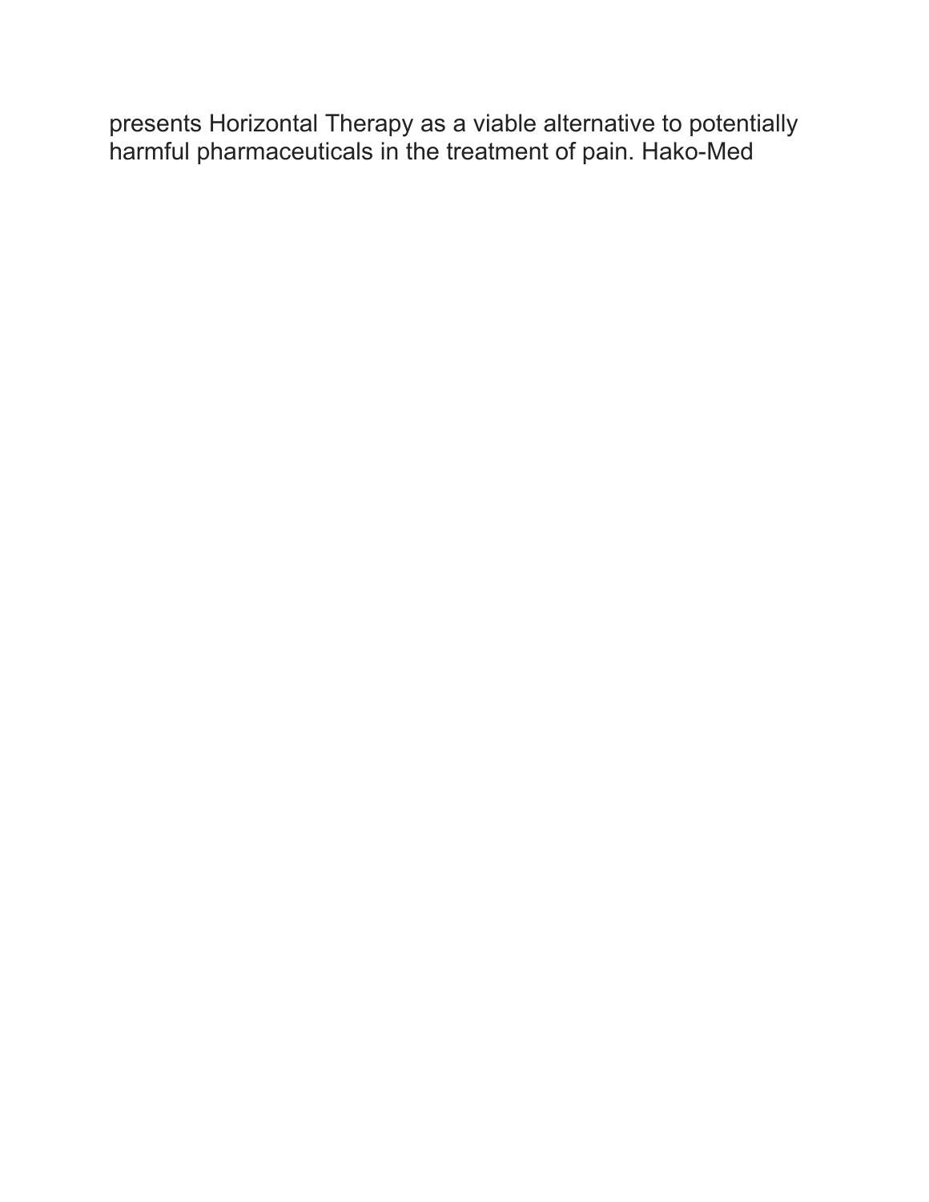presents Horizontal Therapy as a viable alternative to potentially harmful pharmaceuticals in the treatment of pain. Hako-Med